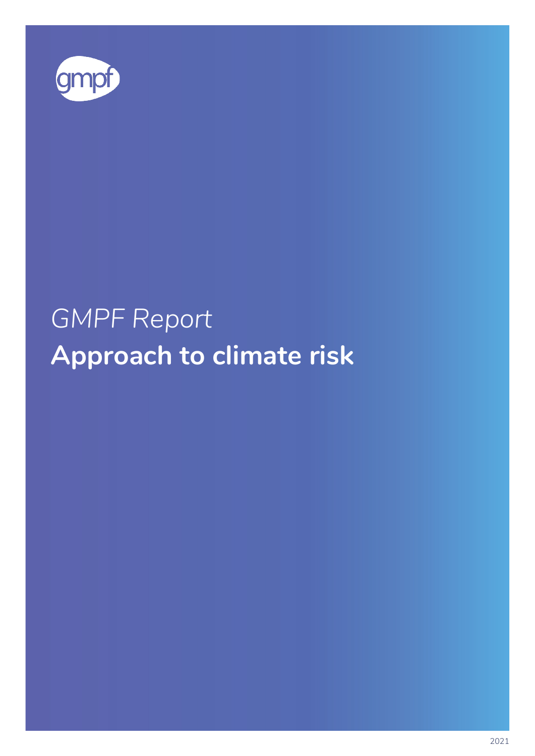gmpf

*GMPF Report*

# Approach to climate risk

2021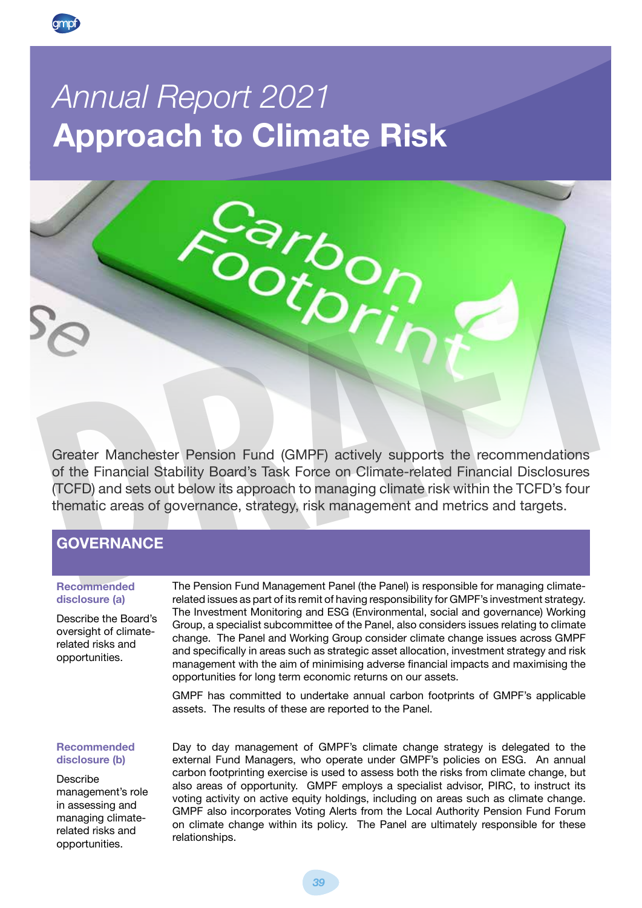# *Annual Report 2021*
# Approach to Climate Risk

Greater Manchester Pension Fund (GMPF) actively supports the recommendations of the Financial Stability Board's Task Force on Climate-related Financial Disclosures (TCFD) and sets out below its approach to managing climate risk within the TCFD's four thematic areas of governance, strategy, risk management and metrics and targets.

## GOVERNANCE

**Recommended disclosure (a)**

Describe the Board's oversight of climate-related risks and opportunities.

The Pension Fund Management Panel (the Panel) is responsible for managing climate-related issues as part of its remit of having responsibility for GMPF's investment strategy. The Investment Monitoring and ESG (Environmental, social and governance) Working Group, a specialist subcommittee of the Panel, also considers issues relating to climate change. The Panel and Working Group consider climate change issues across GMPF and specifically in areas such as strategic asset allocation, investment strategy and risk management with the aim of minimising adverse financial impacts and maximising the opportunities for long term economic returns on our assets.

GMPF has committed to undertake annual carbon footprints of GMPF's applicable assets. The results of these are reported to the Panel.

**Recommended disclosure (b)**

Describe management's role in assessing and managing climate-related risks and opportunities.

Day to day management of GMPF's climate change strategy is delegated to the external Fund Managers, who operate under GMPF's policies on ESG. An annual carbon footprinting exercise is used to assess both the risks from climate change, but also areas of opportunity. GMPF employs a specialist advisor, PIRC, to instruct its voting activity on active equity holdings, including on areas such as climate change. GMPF also incorporates Voting Alerts from the Local Authority Pension Fund Forum on climate change within its policy. The Panel are ultimately responsible for these relationships.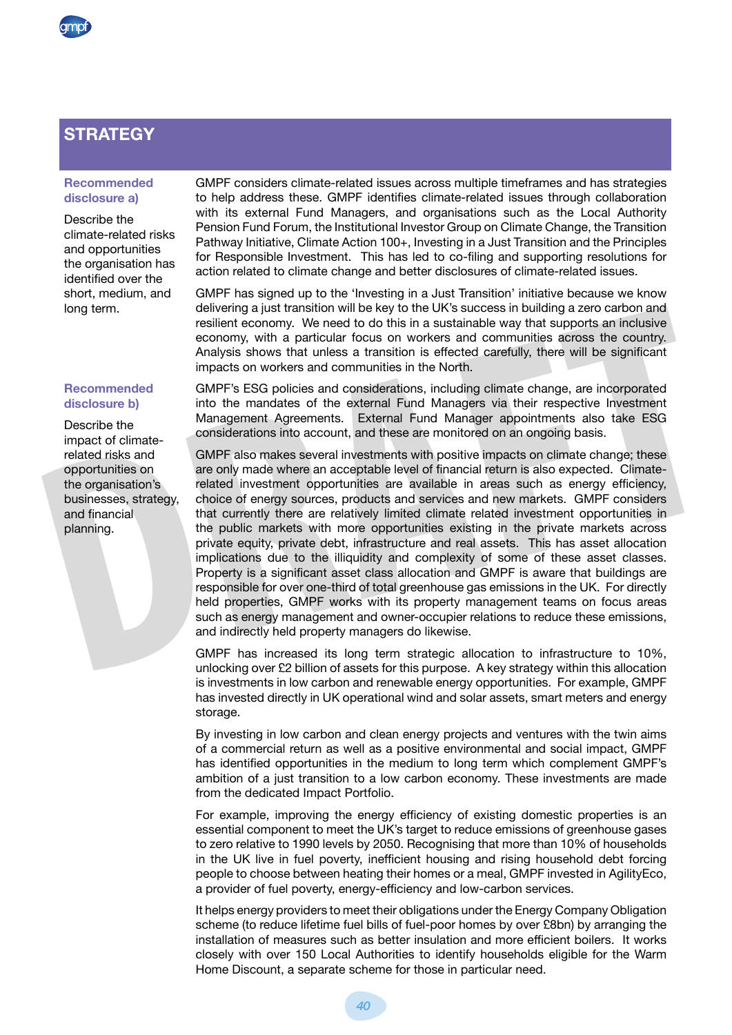## STRATEGY

**Recommended disclosure a)**

Describe the climate-related risks and opportunities the organisation has identified over the short, medium, and long term.

GMPF considers climate-related issues across multiple timeframes and has strategies to help address these. GMPF identifies climate-related issues through collaboration with its external Fund Managers, and organisations such as the Local Authority Pension Fund Forum, the Institutional Investor Group on Climate Change, the Transition Pathway Initiative, Climate Action 100+, Investing in a Just Transition and the Principles for Responsible Investment. This has led to co-filing and supporting resolutions for action related to climate change and better disclosures of climate-related issues.

GMPF has signed up to the 'Investing in a Just Transition' initiative because we know delivering a just transition will be key to the UK's success in building a zero carbon and resilient economy. We need to do this in a sustainable way that supports an inclusive economy, with a particular focus on workers and communities across the country. Analysis shows that unless a transition is effected carefully, there will be significant impacts on workers and communities in the North.

**Recommended disclosure b)**

Describe the impact of climate-related risks and opportunities on the organisation's businesses, strategy, and financial planning.

GMPF's ESG policies and considerations, including climate change, are incorporated into the mandates of the external Fund Managers via their respective Investment Management Agreements. External Fund Manager appointments also take ESG considerations into account, and these are monitored on an ongoing basis.

GMPF also makes several investments with positive impacts on climate change; these are only made where an acceptable level of financial return is also expected. Climate-related investment opportunities are available in areas such as energy efficiency, choice of energy sources, products and services and new markets. GMPF considers that currently there are relatively limited climate related investment opportunities in the public markets with more opportunities existing in the private markets across private equity, private debt, infrastructure and real assets. This has asset allocation implications due to the illiquidity and complexity of some of these asset classes. Property is a significant asset class allocation and GMPF is aware that buildings are responsible for over one-third of total greenhouse gas emissions in the UK. For directly held properties, GMPF works with its property management teams on focus areas such as energy management and owner-occupier relations to reduce these emissions, and indirectly held property managers do likewise.

GMPF has increased its long term strategic allocation to infrastructure to 10%, unlocking over £2 billion of assets for this purpose. A key strategy within this allocation is investments in low carbon and renewable energy opportunities. For example, GMPF has invested directly in UK operational wind and solar assets, smart meters and energy storage.

By investing in low carbon and clean energy projects and ventures with the twin aims of a commercial return as well as a positive environmental and social impact, GMPF has identified opportunities in the medium to long term which complement GMPF's ambition of a just transition to a low carbon economy. These investments are made from the dedicated Impact Portfolio.

For example, improving the energy efficiency of existing domestic properties is an essential component to meet the UK's target to reduce emissions of greenhouse gases to zero relative to 1990 levels by 2050. Recognising that more than 10% of households in the UK live in fuel poverty, inefficient housing and rising household debt forcing people to choose between heating their homes or a meal, GMPF invested in AgilityEco, a provider of fuel poverty, energy-efficiency and low-carbon services.

It helps energy providers to meet their obligations under the Energy Company Obligation scheme (to reduce lifetime fuel bills of fuel-poor homes by over £8bn) by arranging the installation of measures such as better insulation and more efficient boilers. It works closely with over 150 Local Authorities to identify households eligible for the Warm Home Discount, a separate scheme for those in particular need.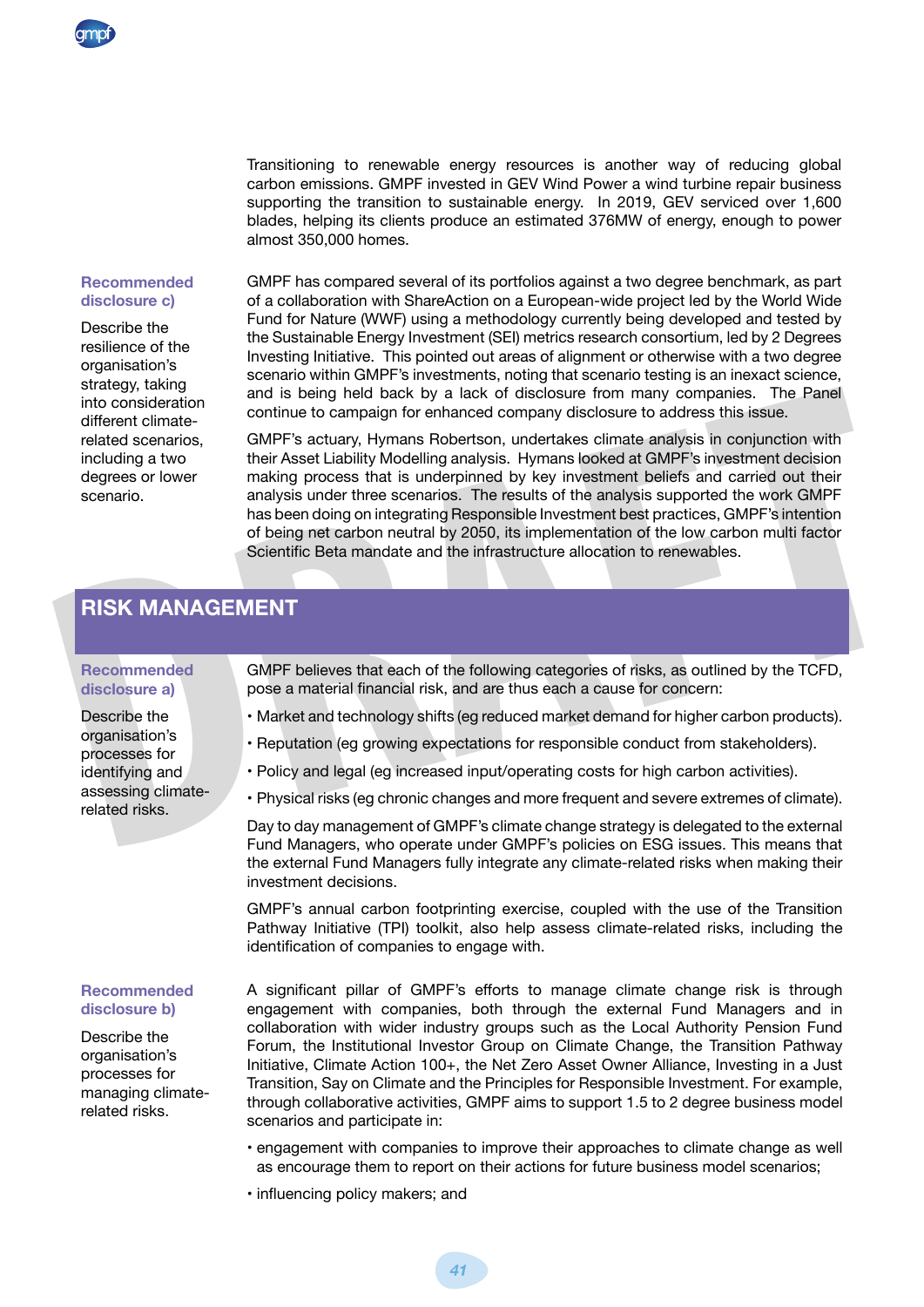Transitioning to renewable energy resources is another way of reducing global carbon emissions. GMPF invested in GEV Wind Power a wind turbine repair business supporting the transition to sustainable energy. In 2019, GEV serviced over 1,600 blades, helping its clients produce an estimated 376MW of energy, enough to power almost 350,000 homes.

**Recommended disclosure c)**

Describe the resilience of the organisation's strategy, taking into consideration different climate-related scenarios, including a two degrees or lower scenario.

GMPF has compared several of its portfolios against a two degree benchmark, as part of a collaboration with ShareAction on a European-wide project led by the World Wide Fund for Nature (WWF) using a methodology currently being developed and tested by the Sustainable Energy Investment (SEI) metrics research consortium, led by 2 Degrees Investing Initiative. This pointed out areas of alignment or otherwise with a two degree scenario within GMPF's investments, noting that scenario testing is an inexact science, and is being held back by a lack of disclosure from many companies. The Panel continue to campaign for enhanced company disclosure to address this issue.

GMPF's actuary, Hymans Robertson, undertakes climate analysis in conjunction with their Asset Liability Modelling analysis. Hymans looked at GMPF's investment decision making process that is underpinned by key investment beliefs and carried out their analysis under three scenarios. The results of the analysis supported the work GMPF has been doing on integrating Responsible Investment best practices, GMPF's intention of being net carbon neutral by 2050, its implementation of the low carbon multi factor Scientific Beta mandate and the infrastructure allocation to renewables.

## RISK MANAGEMENT

**Recommended disclosure a)**

Describe the organisation's processes for identifying and assessing climate-related risks.

GMPF believes that each of the following categories of risks, as outlined by the TCFD, pose a material financial risk, and are thus each a cause for concern:

- Market and technology shifts (eg reduced market demand for higher carbon products).
- Reputation (eg growing expectations for responsible conduct from stakeholders).
- Policy and legal (eg increased input/operating costs for high carbon activities).
- Physical risks (eg chronic changes and more frequent and severe extremes of climate).

Day to day management of GMPF's climate change strategy is delegated to the external Fund Managers, who operate under GMPF's policies on ESG issues. This means that the external Fund Managers fully integrate any climate-related risks when making their investment decisions.

GMPF's annual carbon footprinting exercise, coupled with the use of the Transition Pathway Initiative (TPI) toolkit, also help assess climate-related risks, including the identification of companies to engage with.

**Recommended disclosure b)**

Describe the organisation's processes for managing climate-related risks.

A significant pillar of GMPF's efforts to manage climate change risk is through engagement with companies, both through the external Fund Managers and in collaboration with wider industry groups such as the Local Authority Pension Fund Forum, the Institutional Investor Group on Climate Change, the Transition Pathway Initiative, Climate Action 100+, the Net Zero Asset Owner Alliance, Investing in a Just Transition, Say on Climate and the Principles for Responsible Investment. For example, through collaborative activities, GMPF aims to support 1.5 to 2 degree business model scenarios and participate in:

- engagement with companies to improve their approaches to climate change as well as encourage them to report on their actions for future business model scenarios;
- influencing policy makers; and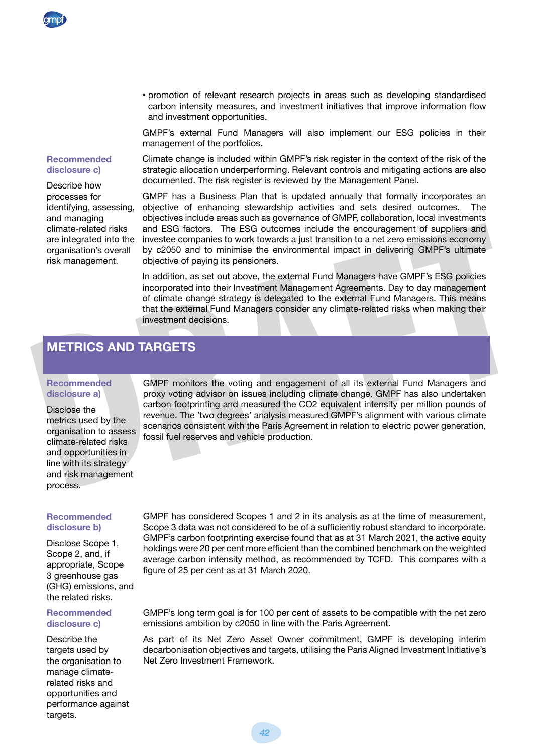- promotion of relevant research projects in areas such as developing standardised carbon intensity measures, and investment initiatives that improve information flow and investment opportunities.

GMPF's external Fund Managers will also implement our ESG policies in their management of the portfolios.

**Recommended disclosure c)**

Describe how processes for identifying, assessing, and managing climate-related risks are integrated into the organisation's overall risk management.

Climate change is included within GMPF's risk register in the context of the risk of the strategic allocation underperforming. Relevant controls and mitigating actions are also documented. The risk register is reviewed by the Management Panel.

GMPF has a Business Plan that is updated annually that formally incorporates an objective of enhancing stewardship activities and sets desired outcomes. The objectives include areas such as governance of GMPF, collaboration, local investments and ESG factors. The ESG outcomes include the encouragement of suppliers and investee companies to work towards a just transition to a net zero emissions economy by c2050 and to minimise the environmental impact in delivering GMPF's ultimate objective of paying its pensioners.

In addition, as set out above, the external Fund Managers have GMPF's ESG policies incorporated into their Investment Management Agreements. Day to day management of climate change strategy is delegated to the external Fund Managers. This means that the external Fund Managers consider any climate-related risks when making their investment decisions.

## METRICS AND TARGETS

**Recommended disclosure a)**

Disclose the metrics used by the organisation to assess climate-related risks and opportunities in line with its strategy and risk management process.

GMPF monitors the voting and engagement of all its external Fund Managers and proxy voting advisor on issues including climate change. GMPF has also undertaken carbon footprinting and measured the $CO_2$ equivalent intensity per million pounds of revenue. The 'two degrees' analysis measured GMPF's alignment with various climate scenarios consistent with the Paris Agreement in relation to electric power generation, fossil fuel reserves and vehicle production.

**Recommended disclosure b)**

Disclose Scope 1, Scope 2, and, if appropriate, Scope 3 greenhouse gas (GHG) emissions, and the related risks.

GMPF has considered Scopes 1 and 2 in its analysis as at the time of measurement, Scope 3 data was not considered to be of a sufficiently robust standard to incorporate. GMPF's carbon footprinting exercise found that as at 31 March 2021, the active equity holdings were 20 per cent more efficient than the combined benchmark on the weighted average carbon intensity method, as recommended by TCFD. This compares with a figure of 25 per cent as at 31 March 2020.

**Recommended disclosure c)**

Describe the targets used by the organisation to manage climate-related risks and opportunities and performance against targets.

GMPF's long term goal is for 100 per cent of assets to be compatible with the net zero emissions ambition by c2050 in line with the Paris Agreement.

As part of its Net Zero Asset Owner commitment, GMPF is developing interim decarbonisation objectives and targets, utilising the Paris Aligned Investment Initiative's Net Zero Investment Framework.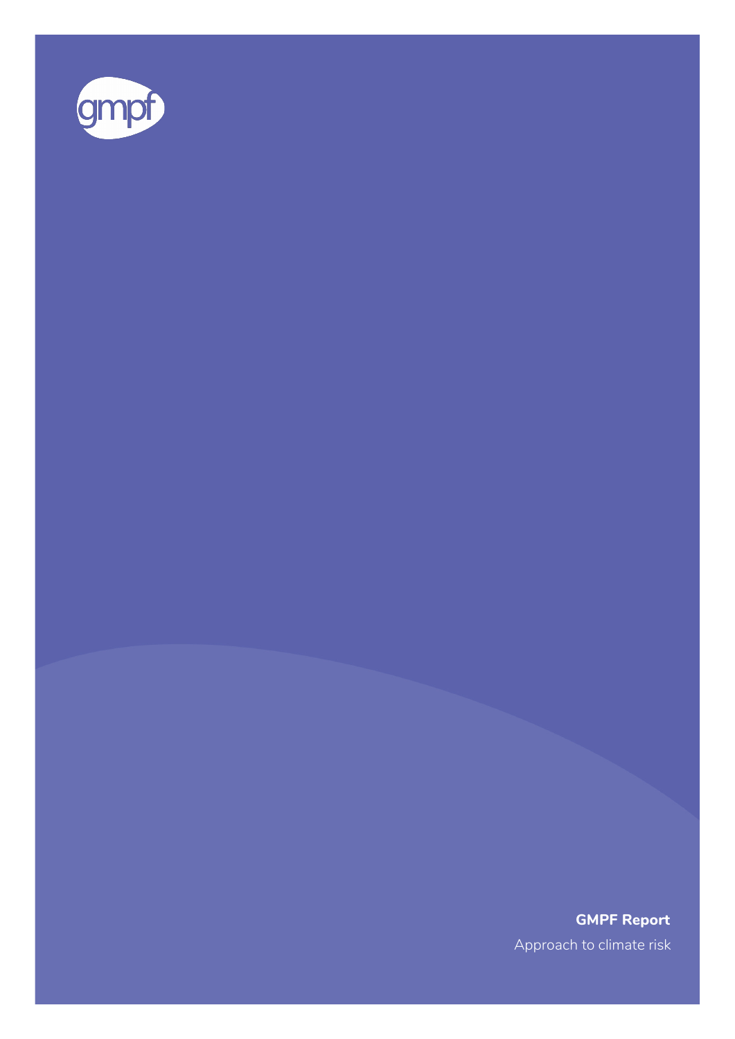gmpf

**GMPF Report**

Approach to climate risk